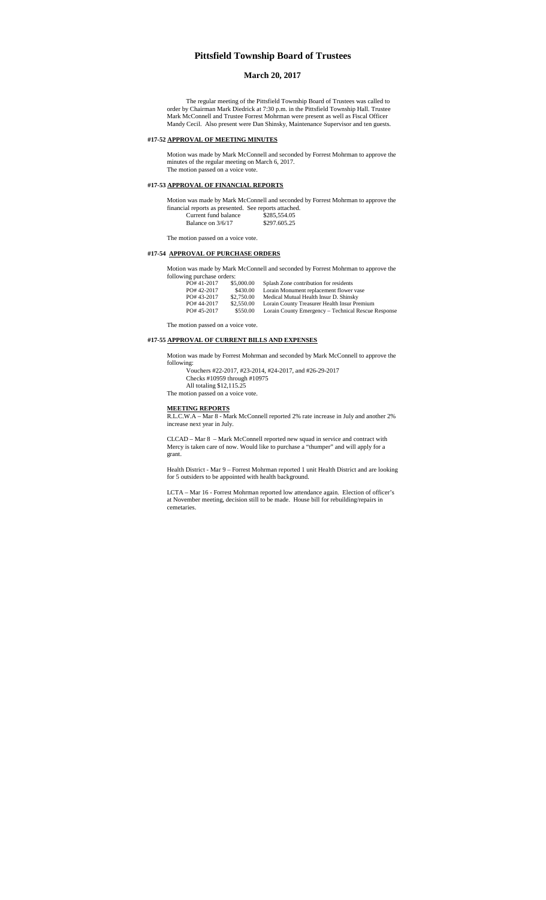# Pittsfield Township Board of Trustees

## March 20, 2017

The regular meeting of the Pittsfield Township Board of Trustees was called to order by Chairman Mark Diedrick at 7:30 p.m. in the Pittsfield Township Hall. Trustee Mark McConnell and Trustee Forrest Mohrman were present as well as Fiscal Officer Mandy Cecil. Also present were Dan Shinsky, Maintenance Supervisor and ten guests.

### #17-52 APPROVAL OF MEETING MINUTES

Motion was made by Mark McConnell and seconded by Forrest Mohrman to approve the minutes of the regular meeting on March 6, 2017.
The motion passed on a voice vote.

### #17-53 APPROVAL OF FINANCIAL REPORTS

Motion was made by Mark McConnell and seconded by Forrest Mohrman to approve the financial reports as presented. See reports attached.

| | |
|---|---|
| Current fund balance | $285,554.05 |
| Balance on 3/6/17 | $297.605.25 |

The motion passed on a voice vote.

### #17-54 APPROVAL OF PURCHASE ORDERS

Motion was made by Mark McConnell and seconded by Forrest Mohrman to approve the following purchase orders:

| | | |
|---|---|---|
| PO# 41-2017 | $5,000.00 | Splash Zone contribution for residents |
| PO# 42-2017 | $430.00 | Lorain Monument replacement flower vase |
| PO# 43-2017 | $2,750.00 | Medical Mutual Health Insur D. Shinsky |
| PO# 44-2017 | $2,550.00 | Lorain County Treasurer Health Insur Premium |
| PO# 45-2017 | $550.00 | Lorain County Emergency – Technical Rescue Response |

The motion passed on a voice vote.

### #17-55 APPROVAL OF CURRENT BILLS AND EXPENSES

Motion was made by Forrest Mohrman and seconded by Mark McConnell to approve the following:

Vouchers #22-2017, #23-2014, #24-2017, and #26-29-2017
Checks #10959 through #10975
All totaling $12,115.25

The motion passed on a voice vote.

### MEETING REPORTS

R.L.C.W.A – Mar 8 - Mark McConnell reported 2% rate increase in July and another 2% increase next year in July.

CLCAD – Mar 8 – Mark McConnell reported new squad in service and contract with Mercy is taken care of now. Would like to purchase a "thumper" and will apply for a grant.

Health District - Mar 9 – Forrest Mohrman reported 1 unit Health District and are looking for 5 outsiders to be appointed with health background.

LCTA – Mar 16 - Forrest Mohrman reported low attendance again. Election of officer's at November meeting, decision still to be made. House bill for rebuilding/repairs in cemetaries.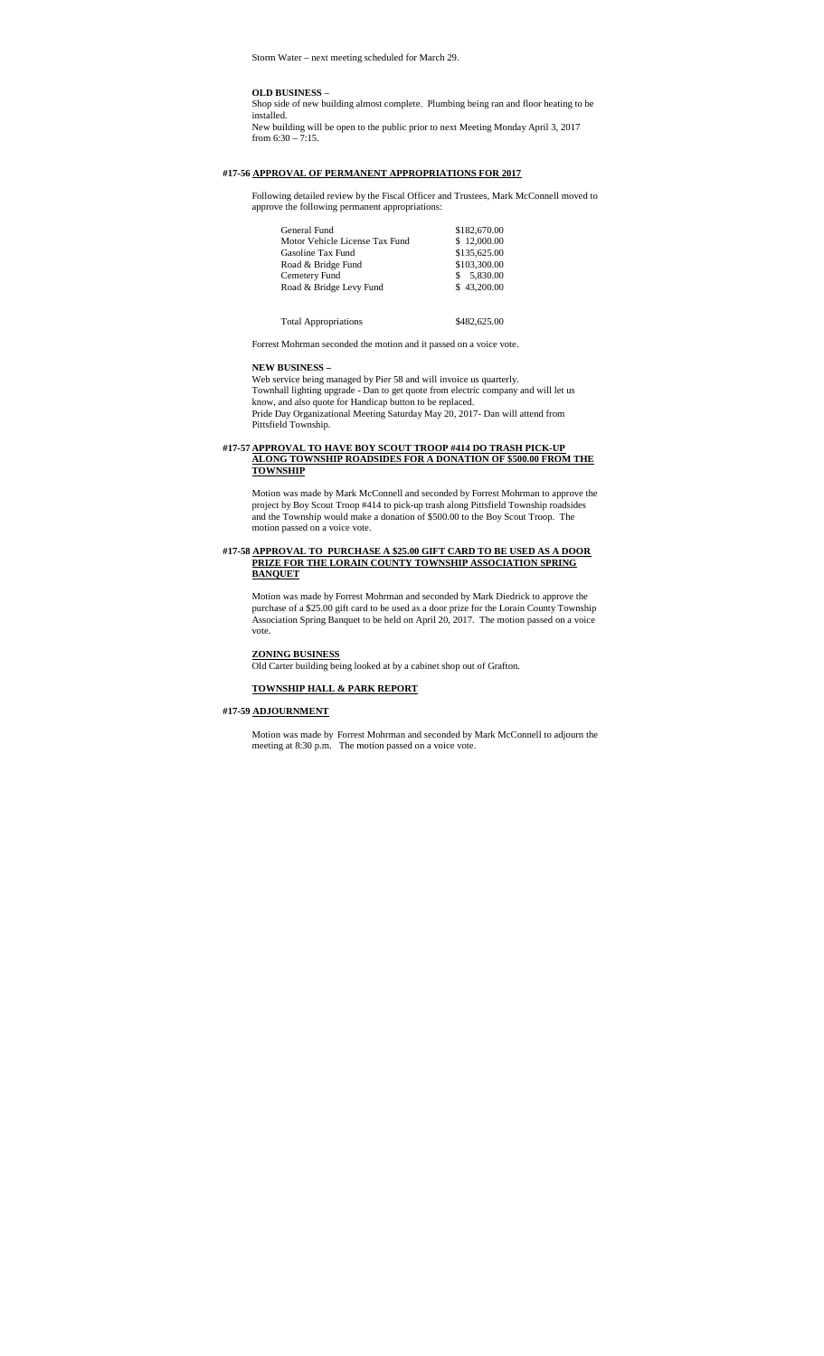Storm Water – next meeting scheduled for March 29.

**OLD BUSINESS** –

Shop side of new building almost complete. Plumbing being ran and floor heating to be installed.

New building will be open to the public prior to next Meeting Monday April 3, 2017 from 6:30 – 7:15.

**#17-56 APPROVAL OF PERMANENT APPROPRIATIONS FOR 2017**

Following detailed review by the Fiscal Officer and Trustees, Mark McConnell moved to approve the following permanent appropriations:

| | |
|---|---|
| General Fund | $182,670.00 |
| Motor Vehicle License Tax Fund | $ 12,000.00 |
| Gasoline Tax Fund | $135,625.00 |
| Road & Bridge Fund | $103,300.00 |
| Cemetery Fund | $ 5,830.00 |
| Road & Bridge Levy Fund | $ 43,200.00 |
| | |
| Total Appropriations | $482,625.00 |

Forrest Mohrman seconded the motion and it passed on a voice vote.

**NEW BUSINESS –**

Web service being managed by Pier 58 and will invoice us quarterly.

Townhall lighting upgrade - Dan to get quote from electric company and will let us know, and also quote for Handicap button to be replaced.

Pride Day Organizational Meeting Saturday May 20, 2017- Dan will attend from Pittsfield Township.

**#17-57 APPROVAL TO HAVE BOY SCOUT TROOP #414 DO TRASH PICK-UP ALONG TOWNSHIP ROADSIDES FOR A DONATION OF $500.00 FROM THE TOWNSHIP**

Motion was made by Mark McConnell and seconded by Forrest Mohrman to approve the project by Boy Scout Troop #414 to pick-up trash along Pittsfield Township roadsides and the Township would make a donation of $500.00 to the Boy Scout Troop. The motion passed on a voice vote.

**#17-58 APPROVAL TO PURCHASE A $25.00 GIFT CARD TO BE USED AS A DOOR PRIZE FOR THE LORAIN COUNTY TOWNSHIP ASSOCIATION SPRING BANQUET**

Motion was made by Forrest Mohrman and seconded by Mark Diedrick to approve the purchase of a $25.00 gift card to be used as a door prize for the Lorain County Township Association Spring Banquet to be held on April 20, 2017. The motion passed on a voice vote.

**ZONING BUSINESS**

Old Carter building being looked at by a cabinet shop out of Grafton.

**TOWNSHIP HALL & PARK REPORT**

**#17-59 ADJOURNMENT**

Motion was made by Forrest Mohrman and seconded by Mark McConnell to adjourn the meeting at 8:30 p.m. The motion passed on a voice vote.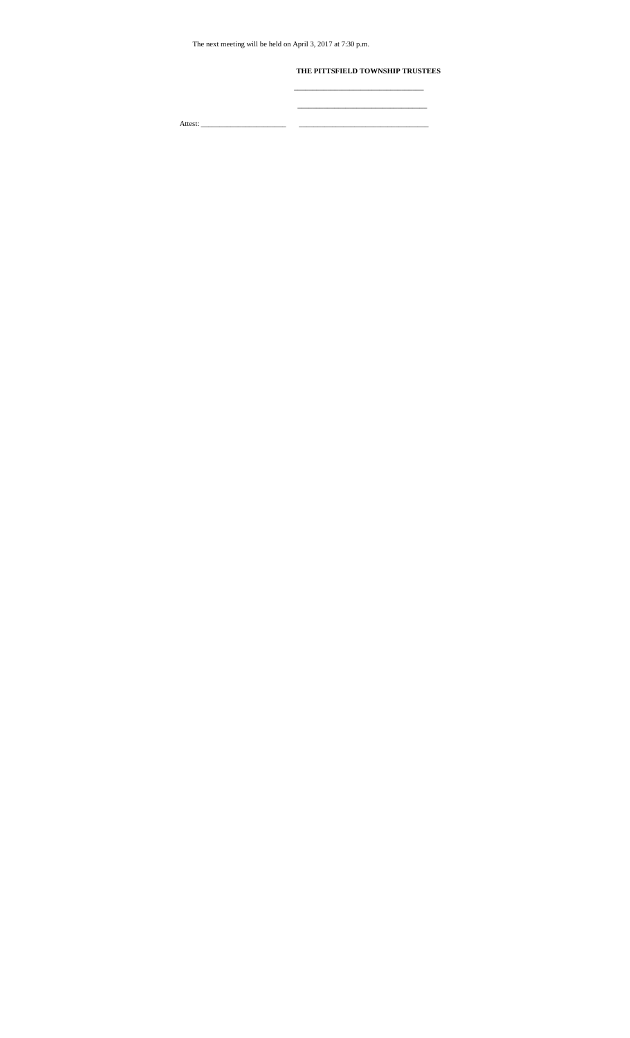The next meeting will be held on April 3, 2017 at 7:30 p.m.

**THE PITTSFIELD TOWNSHIP TRUSTEES**

________________________________

________________________________

Attest: _____________________ ________________________________